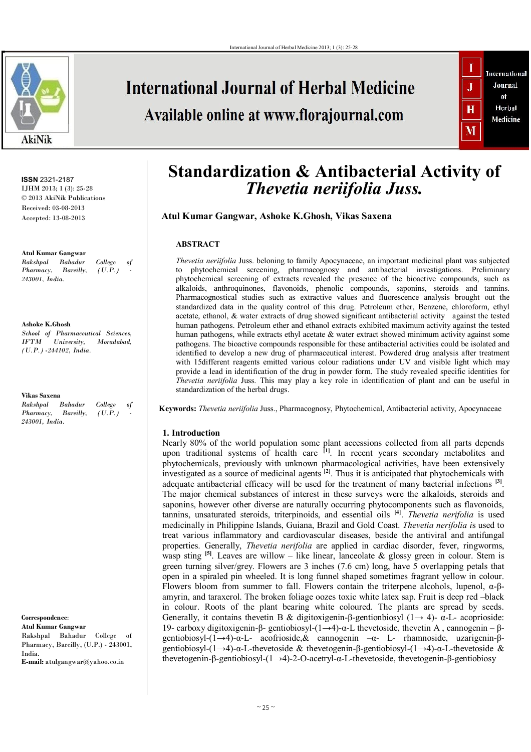# Standardization & Antibacterial Activity of *Thevetia neriifolia Juss.*

**Atul Kumar Gangwar, Ashoke K.Ghosh, Vikas Saxena**

ISSN 2321-2187
IJHM 2013; 1 (3): 25-28
© 2013 AkiNik Publications
Received: 03-08-2013
Accepted: 13-08-2013

**Atul Kumar Gangwar**
*Rakshpal Bahadur College of Pharmacy, Bareilly, (U.P.) - 243001, India.*

**Ashoke K.Ghosh**
*School of Pharmaceutical Sciences, IFTM University, Moradabad, (U.P.) -244102, India.*

**Vikas Saxena**
*Rakshpal Bahadur College of Pharmacy, Bareilly, (U.P.) - 243001, India.*

**Correspondence:**
**Atul Kumar Gangwar**
Rakshpal Bahadur College of Pharmacy, Bareilly, (U.P.) - 243001, India.
**E-mail:** atulgangwar@yahoo.co.in

## ABSTRACT

*Thevetia neriifolia* Juss. belonging to family Apocynaceae, an important medicinal plant was subjected to phytochemical screening, pharmacognosy and antibacterial investigations. Preliminary phytochemical screening of extracts revealed the presence of the bioactive compounds, such as alkaloids, anthroquinones, flavonoids, phenolic compounds, saponins, steroids and tannins. Pharmacognostical studies such as extractive values and fluorescence analysis brought out the standardized data in the quality control of this drug. Petroleum ether, Benzene, chloroform, ethyl acetate, ethanol, & water extracts of drug showed significant antibacterial activity against the tested human pathogens. Petroleum ether and ethanol extracts exhibited maximum activity against the tested human pathogens, while extracts ethyl acetate & water extract showed minimum activity against some pathogens. The bioactive compounds responsible for these antibacterial activities could be isolated and identified to develop a new drug of pharmaceutical interest. Powdered drug analysis after treatment with 15different reagents emitted various colour radiations under UV and visible light which may provide a lead in identification of the drug in powder form. The study revealed specific identities for *Thevetia neriifolia* Juss. This may play a key role in identification of plant and can be useful in standardization of the herbal drugs.

**Keywords:** *Thevetia neriifolia* Juss., Pharmacognosy, Phytochemical, Antibacterial activity, Apocynaceae

## 1. Introduction

Nearly 80% of the world population some plant accessions collected from all parts depends upon traditional systems of health care [1]. In recent years secondary metabolites and phytochemicals, previously with unknown pharmacological activities, have been extensively investigated as a source of medicinal agents [2]. Thus it is anticipated that phytochemicals with adequate antibacterial efficacy will be used for the treatment of many bacterial infections [3]. The major chemical substances of interest in these surveys were the alkaloids, steroids and saponins, however other diverse are naturally occurring phytocomponents such as flavonoids, tannins, unsaturated steroids, triterpinoids, and essential oils [4]. *Thevetia nerifolia* is used medicinally in Philippine Islands, Guiana, Brazil and Gold Coast. *Thevetia nerifolia i*s used to treat various inflammatory and cardiovascular diseases, beside the antiviral and antifungal properties. Generally, *Thevetia nerifolia* are applied in cardiac disorder, fever, ringworms, wasp sting [5]. Leaves are willow – like linear, lanceolate & glossy green in colour. Stem is green turning silver/grey. Flowers are 3 inches (7.6 cm) long, have 5 overlapping petals that open in a spiraled pin wheeled. It is long funnel shaped sometimes fragrant yellow in colour. Flowers bloom from summer to fall. Flowers contain the triterpene alcohols, lupenol, α-β-amyrin, and taraxerol. The broken foliage oozes toxic white latex sap. Fruit is deep red –black in colour. Roots of the plant bearing white coloured. The plants are spread by seeds. Generally, it contains thevetin B & digitoxigenin-β-gentionbiosyl (1→ 4)- α-L- acoprioside: 19- carboxy digitoxigenin-β- gentiobiosyl-(1→4)-α-L thevetoside, thevetin A , cannogenin – β-gentiobiosyl-(1→4)-α-L- acofrioside,& cannogenin –α- L- rhamnoside, uzarigenin-β-gentiobiosyl-(1→4)-α-L-thevetoside & thevetogenin-β-gentiobiosyl-(1→4)-α-L-thevetoside & thevetogenin-β-gentiobiosyl-(1→4)-2-O-acetryl-α-L-thevetoside, thevetogenin-β-gentiobiosy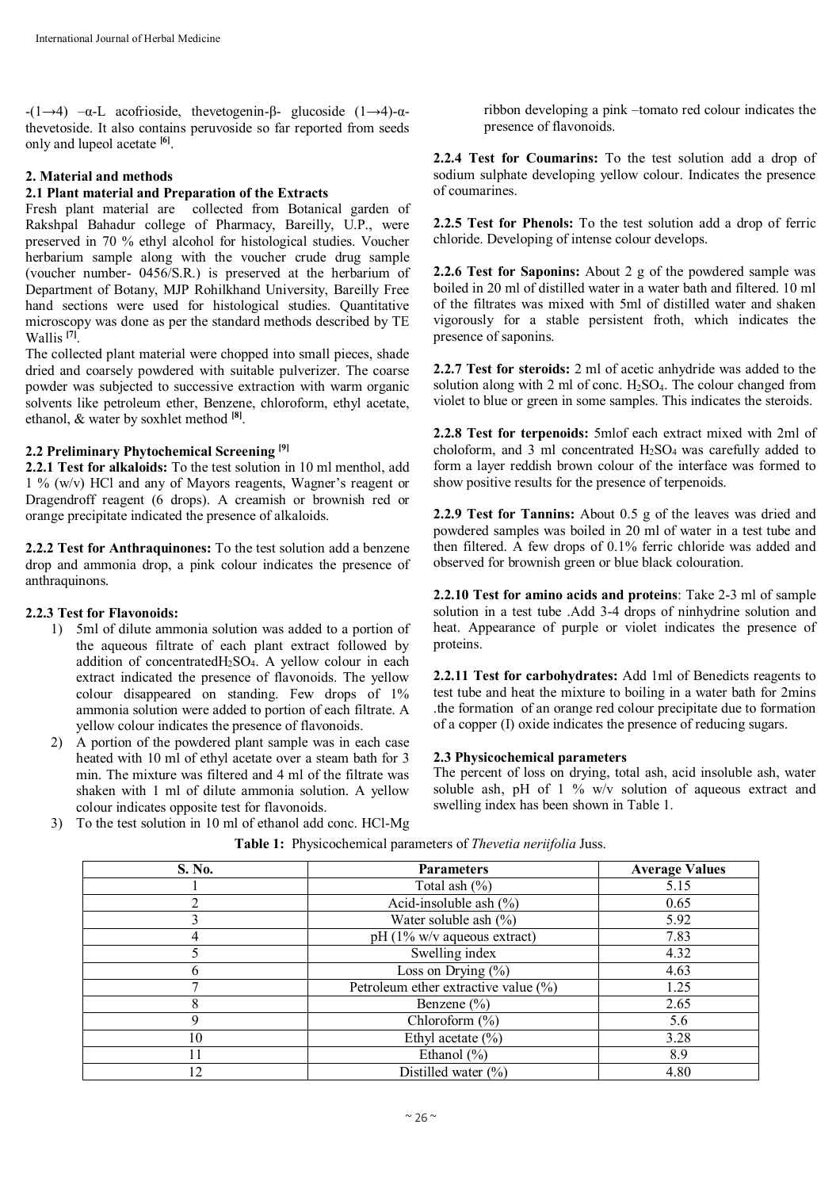-(1→4) –α-L acofrioside, thevetogenin-β- glucoside (1→4)-α-thevetoside. It also contains peruvoside so far reported from seeds only and lupeol acetate [6].

## 2. Material and methods

### 2.1 Plant material and Preparation of the Extracts

Fresh plant material are collected from Botanical garden of Rakshpal Bahadur college of Pharmacy, Bareilly, U.P., were preserved in 70 % ethyl alcohol for histological studies. Voucher herbarium sample along with the voucher crude drug sample (voucher number- 0456/S.R.) is preserved at the herbarium of Department of Botany, MJP Rohilkhand University, Bareilly Free hand sections were used for histological studies. Quantitative microscopy was done as per the standard methods described by TE Wallis [7].

The collected plant material were chopped into small pieces, shade dried and coarsely powdered with suitable pulverizer. The coarse powder was subjected to successive extraction with warm organic solvents like petroleum ether, Benzene, chloroform, ethyl acetate, ethanol, & water by soxhlet method [8].

### 2.2 Preliminary Phytochemical Screening [9]

**2.2.1 Test for alkaloids:** To the test solution in 10 ml menthol, add 1 % (w/v) HCl and any of Mayors reagents, Wagner's reagent or Dragendroff reagent (6 drops). A creamish or brownish red or orange precipitate indicated the presence of alkaloids.

**2.2.2 Test for Anthraquinones:** To the test solution add a benzene drop and ammonia drop, a pink colour indicates the presence of anthraquinons.

**2.2.3 Test for Flavonoids:**

1) 5ml of dilute ammonia solution was added to a portion of the aqueous filtrate of each plant extract followed by addition of concentrated$H_2SO_4$. A yellow colour in each extract indicated the presence of flavonoids. The yellow colour disappeared on standing. Few drops of 1% ammonia solution were added to portion of each filtrate. A yellow colour indicates the presence of flavonoids.
2) A portion of the powdered plant sample was in each case heated with 10 ml of ethyl acetate over a steam bath for 3 min. The mixture was filtered and 4 ml of the filtrate was shaken with 1 ml of dilute ammonia solution. A yellow colour indicates opposite test for flavonoids.
3) To the test solution in 10 ml of ethanol add conc. HCl-Mg ribbon developing a pink –tomato red colour indicates the presence of flavonoids.

**2.2.4 Test for Coumarins:** To the test solution add a drop of sodium sulphate developing yellow colour. Indicates the presence of coumarines.

**2.2.5 Test for Phenols:** To the test solution add a drop of ferric chloride. Developing of intense colour develops.

**2.2.6 Test for Saponins:** About 2 g of the powdered sample was boiled in 20 ml of distilled water in a water bath and filtered. 10 ml of the filtrates was mixed with 5ml of distilled water and shaken vigorously for a stable persistent froth, which indicates the presence of saponins.

**2.2.7 Test for steroids:** 2 ml of acetic anhydride was added to the solution along with 2 ml of conc. $H_2SO_4$. The colour changed from violet to blue or green in some samples. This indicates the steroids.

**2.2.8 Test for terpenoids:** 5mlof each extract mixed with 2ml of choloform, and 3 ml concentrated $H_2SO_4$ was carefully added to form a layer reddish brown colour of the interface was formed to show positive results for the presence of terpenoids.

**2.2.9 Test for Tannins:** About 0.5 g of the leaves was dried and powdered samples was boiled in 20 ml of water in a test tube and then filtered. A few drops of 0.1% ferric chloride was added and observed for brownish green or blue black colouration.

**2.2.10 Test for amino acids and proteins**: Take 2-3 ml of sample solution in a test tube .Add 3-4 drops of ninhydrine solution and heat. Appearance of purple or violet indicates the presence of proteins.

**2.2.11 Test for carbohydrates:** Add 1ml of Benedicts reagents to test tube and heat the mixture to boiling in a water bath for 2mins .the formation of an orange red colour precipitate due to formation of a copper (I) oxide indicates the presence of reducing sugars.

### 2.3 Physicochemical parameters

The percent of loss on drying, total ash, acid insoluble ash, water soluble ash, pH of 1 % w/v solution of aqueous extract and swelling index has been shown in Table 1.

**Table 1:** Physicochemical parameters of *Thevetia neriifolia* Juss.

| S. No. | Parameters | Average Values |
|---|---|---|
| 1 | Total ash (%) | 5.15 |
| 2 | Acid-insoluble ash (%) | 0.65 |
| 3 | Water soluble ash (%) | 5.92 |
| 4 | pH (1% w/v aqueous extract) | 7.83 |
| 5 | Swelling index | 4.32 |
| 6 | Loss on Drying (%) | 4.63 |
| 7 | Petroleum ether extractive value (%) | 1.25 |
| 8 | Benzene (%) | 2.65 |
| 9 | Chloroform (%) | 5.6 |
| 10 | Ethyl acetate (%) | 3.28 |
| 11 | Ethanol (%) | 8.9 |
| 12 | Distilled water (%) | 4.80 |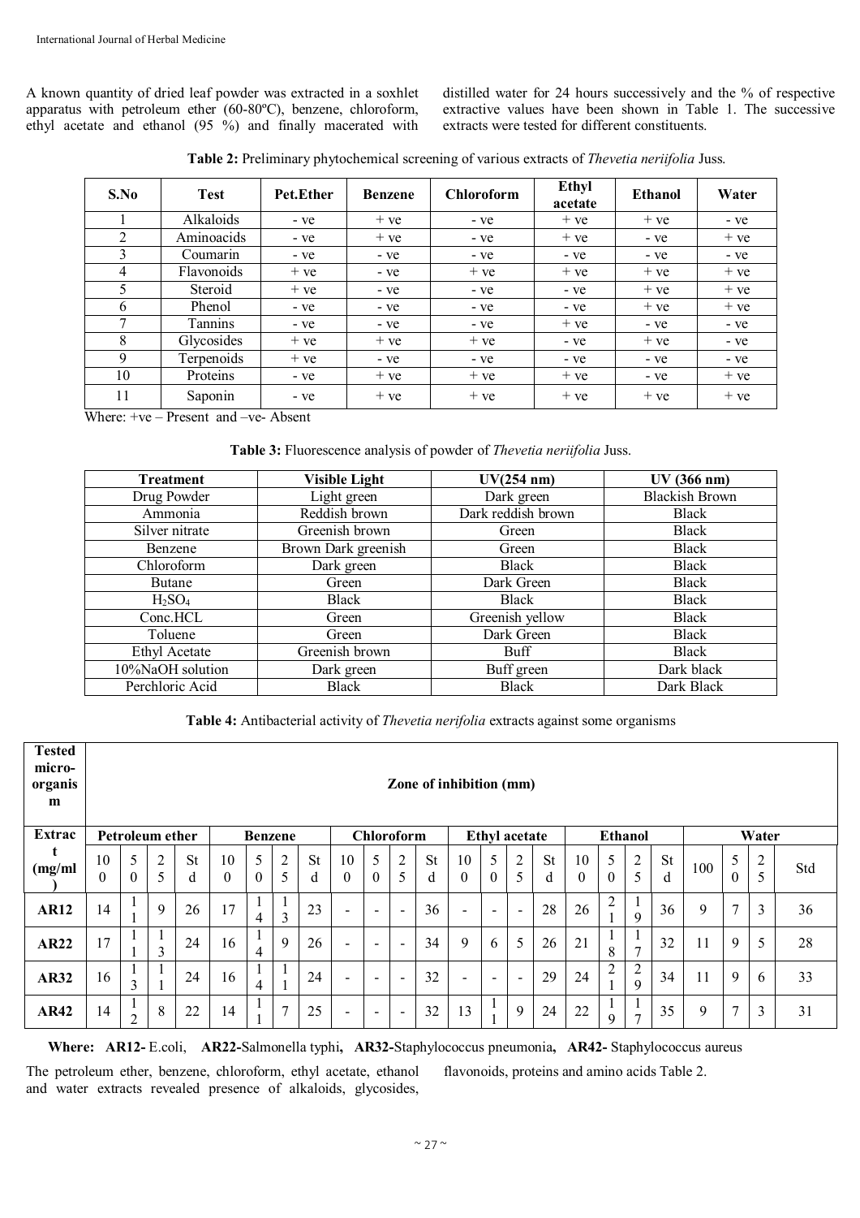A known quantity of dried leaf powder was extracted in a soxhlet apparatus with petroleum ether (60-80ºC), benzene, chloroform, ethyl acetate and ethanol (95 %) and finally macerated with distilled water for 24 hours successively and the % of respective extractive values have been shown in Table 1. The successive extracts were tested for different constituents.

**Table 2:** Preliminary phytochemical screening of various extracts of *Thevetia neriifolia* Juss.

| S.No | Test | Pet.Ether | Benzene | Chloroform | Ethyl acetate | Ethanol | Water |
|---|---|---|---|---|---|---|---|
| 1 | Alkaloids | - ve | + ve | - ve | + ve | + ve | - ve |
| 2 | Aminoacids | - ve | + ve | - ve | + ve | - ve | + ve |
| 3 | Coumarin | - ve | - ve | - ve | - ve | - ve | - ve |
| 4 | Flavonoids | + ve | - ve | + ve | + ve | + ve | + ve |
| 5 | Steroid | + ve | - ve | - ve | - ve | + ve | + ve |
| 6 | Phenol | - ve | - ve | - ve | - ve | + ve | + ve |
| 7 | Tannins | - ve | - ve | - ve | + ve | - ve | - ve |
| 8 | Glycosides | + ve | + ve | + ve | - ve | + ve | - ve |
| 9 | Terpenoids | + ve | - ve | - ve | - ve | - ve | - ve |
| 10 | Proteins | - ve | + ve | + ve | + ve | - ve | + ve |
| 11 | Saponin | - ve | + ve | + ve | + ve | + ve | + ve |

Where: +ve – Present and –ve- Absent

**Table 3:** Fluorescence analysis of powder of *Thevetia neriifolia* Juss.

| Treatment | Visible Light | UV(254 nm) | UV (366 nm) |
|---|---|---|---|
| Drug Powder | Light green | Dark green | Blackish Brown |
| Ammonia | Reddish brown | Dark reddish brown | Black |
| Silver nitrate | Greenish brown | Green | Black |
| Benzene | Brown Dark greenish | Green | Black |
| Chloroform | Dark green | Black | Black |
| Butane | Green | Dark Green | Black |
| $H_2SO_4$ | Black | Black | Black |
| Conc.HCL | Green | Greenish yellow | Black |
| Toluene | Green | Dark Green | Black |
| Ethyl Acetate | Greenish brown | Buff | Black |
| 10%NaOH solution | Dark green | Buff green | Dark black |
| Perchloric Acid | Black | Black | Dark Black |

**Table 4:** Antibacterial activity of *Thevetia nerifolia* extracts against some organisms

| Tested micro-organism | Zone of inhibition (mm) | | | | | | | | | | | | | | | | | | | | | | | |
|---|---|---|---|---|---|---|---|---|---|---|---|---|---|---|---|---|---|---|---|---|---|---|---|---|
| Extract (mg/ml) | Petroleum ether | | | | Benzene | | | | Chloroform | | | | Ethyl acetate | | | | Ethanol | | | | Water | | | |
| | 100 | 50 | 25 | Std | 100 | 50 | 25 | Std | 100 | 50 | 25 | Std | 100 | 50 | 25 | Std | 100 | 50 | 25 | Std | 100 | 50 | 25 | Std |
| **AR12** | 14 | 11 | 9 | 26 | 17 | 14 | 13 | 23 | - | - | - | 36 | - | - | - | 28 | 26 | 21 | 19 | 36 | 9 | 7 | 3 | 36 |
| **AR22** | 17 | 11 | 13 | 24 | 16 | 14 | 9 | 26 | - | - | - | 34 | 9 | 6 | 5 | 26 | 21 | 18 | 17 | 32 | 11 | 9 | 5 | 28 |
| **AR32** | 16 | 13 | 11 | 24 | 16 | 14 | 11 | 24 | - | - | - | 32 | - | - | - | 29 | 24 | 21 | 29 | 34 | 11 | 9 | 6 | 33 |
| **AR42** | 14 | 12 | 8 | 22 | 14 | 11 | 7 | 25 | - | - | - | 32 | 13 | 11 | 9 | 24 | 22 | 19 | 17 | 35 | 9 | 7 | 3 | 31 |

**Where: AR12-** E.coli, **AR22-**Salmonella typhi**, AR32-**Staphylococcus pneumonia**, AR42-** Staphylococcus aureus

The petroleum ether, benzene, chloroform, ethyl acetate, ethanol and water extracts revealed presence of alkaloids, glycosides, flavonoids, proteins and amino acids Table 2.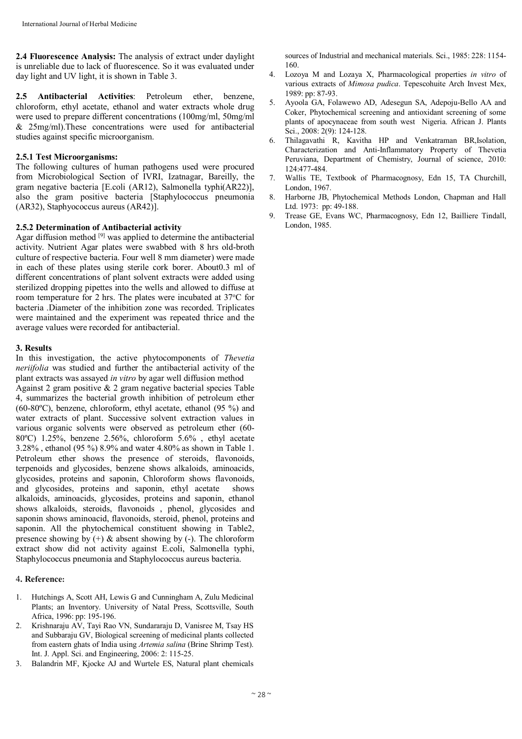**2.4 Fluorescence Analysis:** The analysis of extract under daylight is unreliable due to lack of fluorescence. So it was evaluated under day light and UV light, it is shown in Table 3.

**2.5 Antibacterial Activities**: Petroleum ether, benzene, chloroform, ethyl acetate, ethanol and water extracts whole drug were used to prepare different concentrations (100mg/ml, 50mg/ml & 25mg/ml).These concentrations were used for antibacterial studies against specific microorganism.

### 2.5.1 Test Microorganisms:

The following cultures of human pathogens used were procured from Microbiological Section of IVRI, Izatnagar, Bareilly, the gram negative bacteria [E.coli (AR12), Salmonella typhi(AR22)], also the gram positive bacteria [Staphyococcus pneumonia (AR32), Staphyococcus aureus (AR42)].

### 2.5.2 Determination of Antibacterial activity

Agar diffusion method [9] was applied to determine the antibacterial activity. Nutrient Agar plates were swabbed with 8 hrs old-broth culture of respective bacteria. Four well 8 mm diameter) were made in each of these plates using sterile cork borer. About0.3 ml of different concentrations of plant solvent extracts were added using sterilized dropping pipettes into the wells and allowed to diffuse at room temperature for 2 hrs. The plates were incubated at 37°C for bacteria .Diameter of the inhibition zone was recorded. Triplicates were maintained and the experiment was repeated thrice and the average values were recorded for antibacterial.

## 3. Results

In this investigation, the active phytocomponents of *Thevetia neriifolia* was studied and further the antibacterial activity of the plant extracts was assayed *in vitro* by agar well diffusion method Against 2 gram positive & 2 gram negative bacterial species Table 4, summarizes the bacterial growth inhibition of petroleum ether (60-80ºC), benzene, chloroform, ethyl acetate, ethanol (95 %) and water extracts of plant. Successive solvent extraction values in various organic solvents were observed as petroleum ether (60-80ºC) 1.25%, benzene 2.56%, chloroform 5.6% , ethyl acetate 3.28% , ethanol (95 %) 8.9% and water 4.80% as shown in Table 1. Petroleum ether shows the presence of steroids, flavonoids, terpenoids and glycosides, benzene shows alkaloids, aminoacids, glycosides, proteins and saponin, Chloroform shows flavonoids, and glycosides, proteins and saponin, ethyl acetate shows alkaloids, aminoacids, glycosides, proteins and saponin, ethanol shows alkaloids, steroids, flavonoids , phenol, glycosides and saponin shows aminoacid, flavonoids, steroid, phenol, proteins and saponin. All the phytochemical constituent showing in Table2, presence showing by (+) & absent showing by (-). The chloroform extract show did not activity against E.coli, Salmonella typhi, Staphylococcus pneumonia and Staphylococcus aureus bacteria.

## 4. Reference:

1. Hutchings A, Scott AH, Lewis G and Cunningham A, Zulu Medicinal Plants; an Inventory. University of Natal Press, Scottsville, South Africa, 1996: pp: 195-196.
2. Krishnaraju AV, Tayi Rao VN, Sundararaju D, Vanisree M, Tsay HS and Subbaraju GV, Biological screening of medicinal plants collected from eastern ghats of India using *Artemia salina* (Brine Shrimp Test). Int. J. Appl. Sci. and Engineering, 2006: 2: 115-25.
3. Balandrin MF, Kjocke AJ and Wurtele ES, Natural plant chemicals sources of Industrial and mechanical materials. Sci., 1985: 228: 1154-160.
4. Lozoya M and Lozaya X, Pharmacological properties *in vitro* of various extracts of *Mimosa pudica*. Tepescohuite Arch Invest Mex, 1989: pp: 87-93.
5. Ayoola GA, Folawewo AD, Adesegun SA, Adepoju-Bello AA and Coker, Phytochemical screening and antioxidant screening of some plants of apocynaceae from south west Nigeria. African J. Plants Sci., 2008: 2(9): 124-128.
6. Thilagavathi R, Kavitha HP and Venkatraman BR,Isolation, Characterization and Anti-Inflammatory Property of Thevetia Peruviana, Department of Chemistry, Journal of science, 2010: 124:477-484.
7. Wallis TE, Textbook of Pharmacognosy, Edn 15, TA Churchill, London, 1967.
8. Harborne JB, Phytochemical Methods London, Chapman and Hall Ltd. 1973: pp: 49-188.
9. Trease GE, Evans WC, Pharmacognosy, Edn 12, Bailliere Tindall, London, 1985.